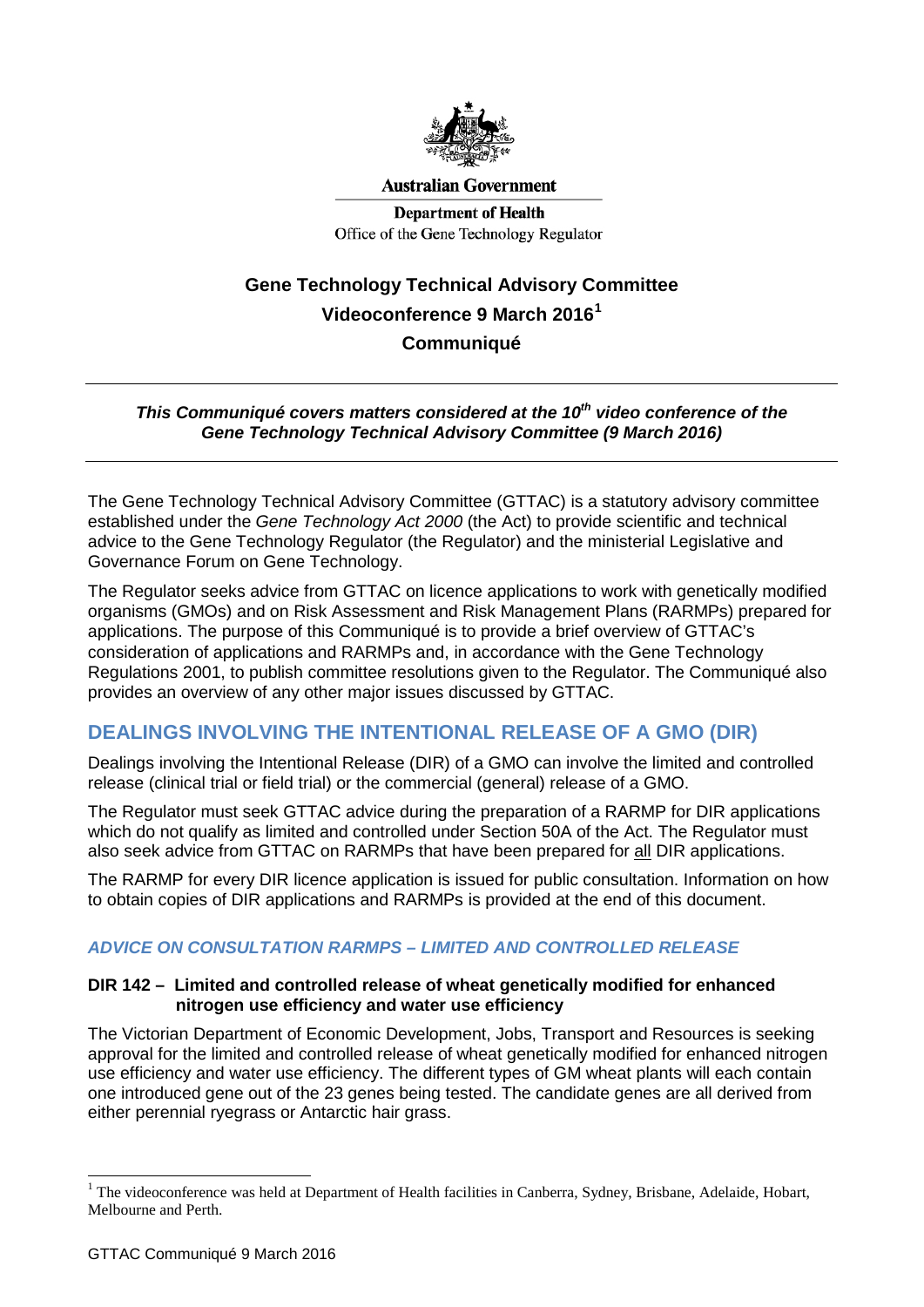Australian Government

Department of Health
Office of the Gene Technology Regulator

# Gene Technology Technical Advisory Committee
# Videoconference 9 March 2016[1]
# Communiqué

***This Communiqué covers matters considered at the 10th video conference of the Gene Technology Technical Advisory Committee (9 March 2016)***

The Gene Technology Technical Advisory Committee (GTTAC) is a statutory advisory committee established under the *Gene Technology Act 2000* (the Act) to provide scientific and technical advice to the Gene Technology Regulator (the Regulator) and the ministerial Legislative and Governance Forum on Gene Technology.

The Regulator seeks advice from GTTAC on licence applications to work with genetically modified organisms (GMOs) and on Risk Assessment and Risk Management Plans (RARMPs) prepared for applications. The purpose of this Communiqué is to provide a brief overview of GTTAC's consideration of applications and RARMPs and, in accordance with the Gene Technology Regulations 2001, to publish committee resolutions given to the Regulator. The Communiqué also provides an overview of any other major issues discussed by GTTAC.

## DEALINGS INVOLVING THE INTENTIONAL RELEASE OF A GMO (DIR)

Dealings involving the Intentional Release (DIR) of a GMO can involve the limited and controlled release (clinical trial or field trial) or the commercial (general) release of a GMO.

The Regulator must seek GTTAC advice during the preparation of a RARMP for DIR applications which do not qualify as limited and controlled under Section 50A of the Act. The Regulator must also seek advice from GTTAC on RARMPs that have been prepared for all DIR applications.

The RARMP for every DIR licence application is issued for public consultation. Information on how to obtain copies of DIR applications and RARMPs is provided at the end of this document.

### *ADVICE ON CONSULTATION RARMPS – LIMITED AND CONTROLLED RELEASE*

**DIR 142 – Limited and controlled release of wheat genetically modified for enhanced nitrogen use efficiency and water use efficiency**

The Victorian Department of Economic Development, Jobs, Transport and Resources is seeking approval for the limited and controlled release of wheat genetically modified for enhanced nitrogen use efficiency and water use efficiency. The different types of GM wheat plants will each contain one introduced gene out of the 23 genes being tested. The candidate genes are all derived from either perennial ryegrass or Antarctic hair grass.

---

[1] The videoconference was held at Department of Health facilities in Canberra, Sydney, Brisbane, Adelaide, Hobart, Melbourne and Perth.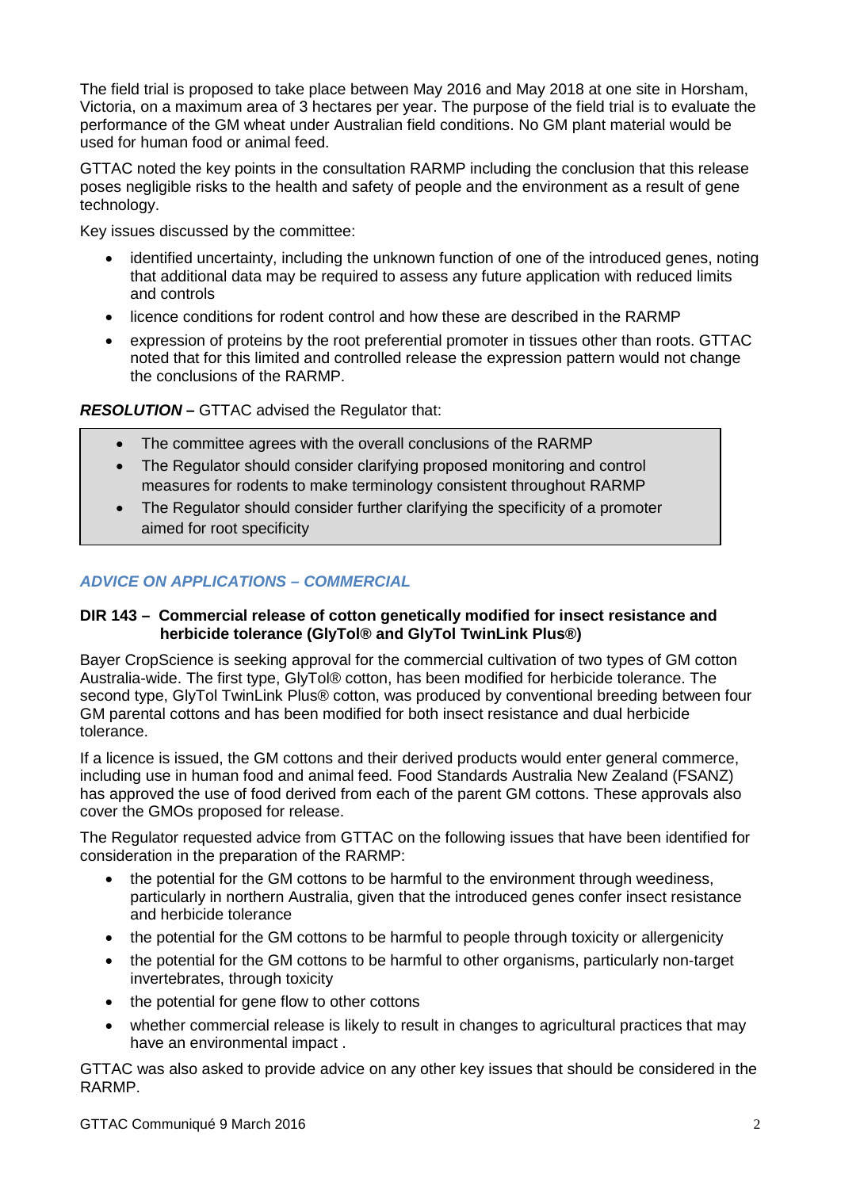The field trial is proposed to take place between May 2016 and May 2018 at one site in Horsham, Victoria, on a maximum area of 3 hectares per year. The purpose of the field trial is to evaluate the performance of the GM wheat under Australian field conditions. No GM plant material would be used for human food or animal feed.

GTTAC noted the key points in the consultation RARMP including the conclusion that this release poses negligible risks to the health and safety of people and the environment as a result of gene technology.

Key issues discussed by the committee:

- identified uncertainty, including the unknown function of one of the introduced genes, noting that additional data may be required to assess any future application with reduced limits and controls
- licence conditions for rodent control and how these are described in the RARMP
- expression of proteins by the root preferential promoter in tissues other than roots. GTTAC noted that for this limited and controlled release the expression pattern would not change the conclusions of the RARMP.

***RESOLUTION –*** GTTAC advised the Regulator that:

> - The committee agrees with the overall conclusions of the RARMP
> - The Regulator should consider clarifying proposed monitoring and control measures for rodents to make terminology consistent throughout RARMP
> - The Regulator should consider further clarifying the specificity of a promoter aimed for root specificity

## *ADVICE ON APPLICATIONS – COMMERCIAL*

### DIR 143 – Commercial release of cotton genetically modified for insect resistance and herbicide tolerance (GlyTol® and GlyTol TwinLink Plus®)

Bayer CropScience is seeking approval for the commercial cultivation of two types of GM cotton Australia-wide. The first type, GlyTol® cotton, has been modified for herbicide tolerance. The second type, GlyTol TwinLink Plus® cotton, was produced by conventional breeding between four GM parental cottons and has been modified for both insect resistance and dual herbicide tolerance.

If a licence is issued, the GM cottons and their derived products would enter general commerce, including use in human food and animal feed. Food Standards Australia New Zealand (FSANZ) has approved the use of food derived from each of the parent GM cottons. These approvals also cover the GMOs proposed for release.

The Regulator requested advice from GTTAC on the following issues that have been identified for consideration in the preparation of the RARMP:

- the potential for the GM cottons to be harmful to the environment through weediness, particularly in northern Australia, given that the introduced genes confer insect resistance and herbicide tolerance
- the potential for the GM cottons to be harmful to people through toxicity or allergenicity
- the potential for the GM cottons to be harmful to other organisms, particularly non-target invertebrates, through toxicity
- the potential for gene flow to other cottons
- whether commercial release is likely to result in changes to agricultural practices that may have an environmental impact .

GTTAC was also asked to provide advice on any other key issues that should be considered in the RARMP.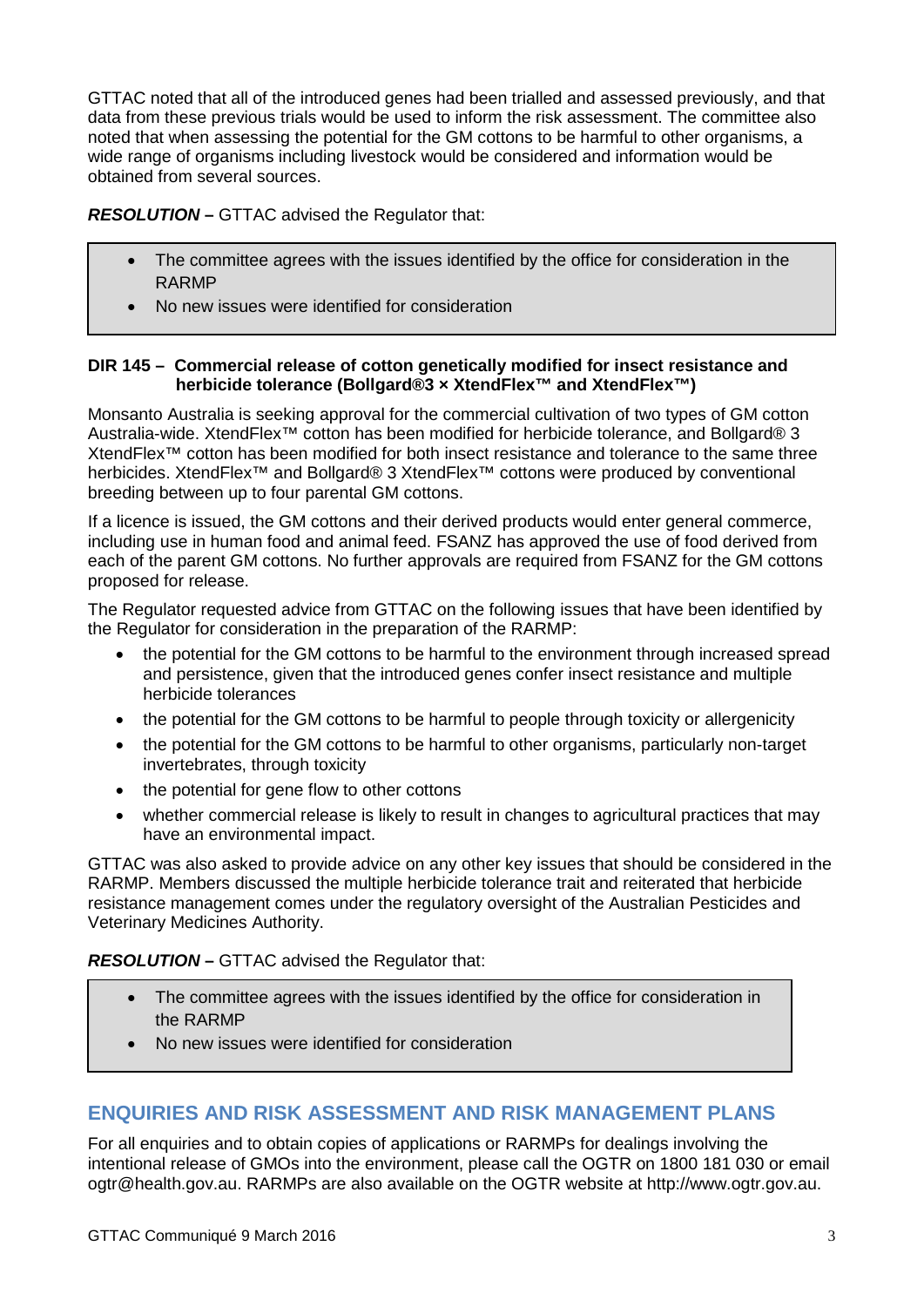GTTAC noted that all of the introduced genes had been trialled and assessed previously, and that data from these previous trials would be used to inform the risk assessment. The committee also noted that when assessing the potential for the GM cottons to be harmful to other organisms, a wide range of organisms including livestock would be considered and information would be obtained from several sources.

***RESOLUTION –*** GTTAC advised the Regulator that:

- The committee agrees with the issues identified by the office for consideration in the RARMP
- No new issues were identified for consideration

### DIR 145 – Commercial release of cotton genetically modified for insect resistance and herbicide tolerance (Bollgard®3 × XtendFlex™ and XtendFlex™)

Monsanto Australia is seeking approval for the commercial cultivation of two types of GM cotton Australia-wide. XtendFlex™ cotton has been modified for herbicide tolerance, and Bollgard® 3 XtendFlex™ cotton has been modified for both insect resistance and tolerance to the same three herbicides. XtendFlex™ and Bollgard® 3 XtendFlex™ cottons were produced by conventional breeding between up to four parental GM cottons.

If a licence is issued, the GM cottons and their derived products would enter general commerce, including use in human food and animal feed. FSANZ has approved the use of food derived from each of the parent GM cottons. No further approvals are required from FSANZ for the GM cottons proposed for release.

The Regulator requested advice from GTTAC on the following issues that have been identified by the Regulator for consideration in the preparation of the RARMP:

- the potential for the GM cottons to be harmful to the environment through increased spread and persistence, given that the introduced genes confer insect resistance and multiple herbicide tolerances
- the potential for the GM cottons to be harmful to people through toxicity or allergenicity
- the potential for the GM cottons to be harmful to other organisms, particularly non-target invertebrates, through toxicity
- the potential for gene flow to other cottons
- whether commercial release is likely to result in changes to agricultural practices that may have an environmental impact.

GTTAC was also asked to provide advice on any other key issues that should be considered in the RARMP. Members discussed the multiple herbicide tolerance trait and reiterated that herbicide resistance management comes under the regulatory oversight of the Australian Pesticides and Veterinary Medicines Authority.

***RESOLUTION –*** GTTAC advised the Regulator that:

- The committee agrees with the issues identified by the office for consideration in the RARMP
- No new issues were identified for consideration

## ENQUIRIES AND RISK ASSESSMENT AND RISK MANAGEMENT PLANS

For all enquiries and to obtain copies of applications or RARMPs for dealings involving the intentional release of GMOs into the environment, please call the OGTR on 1800 181 030 or email ogtr@health.gov.au. RARMPs are also available on the OGTR website at http://www.ogtr.gov.au.